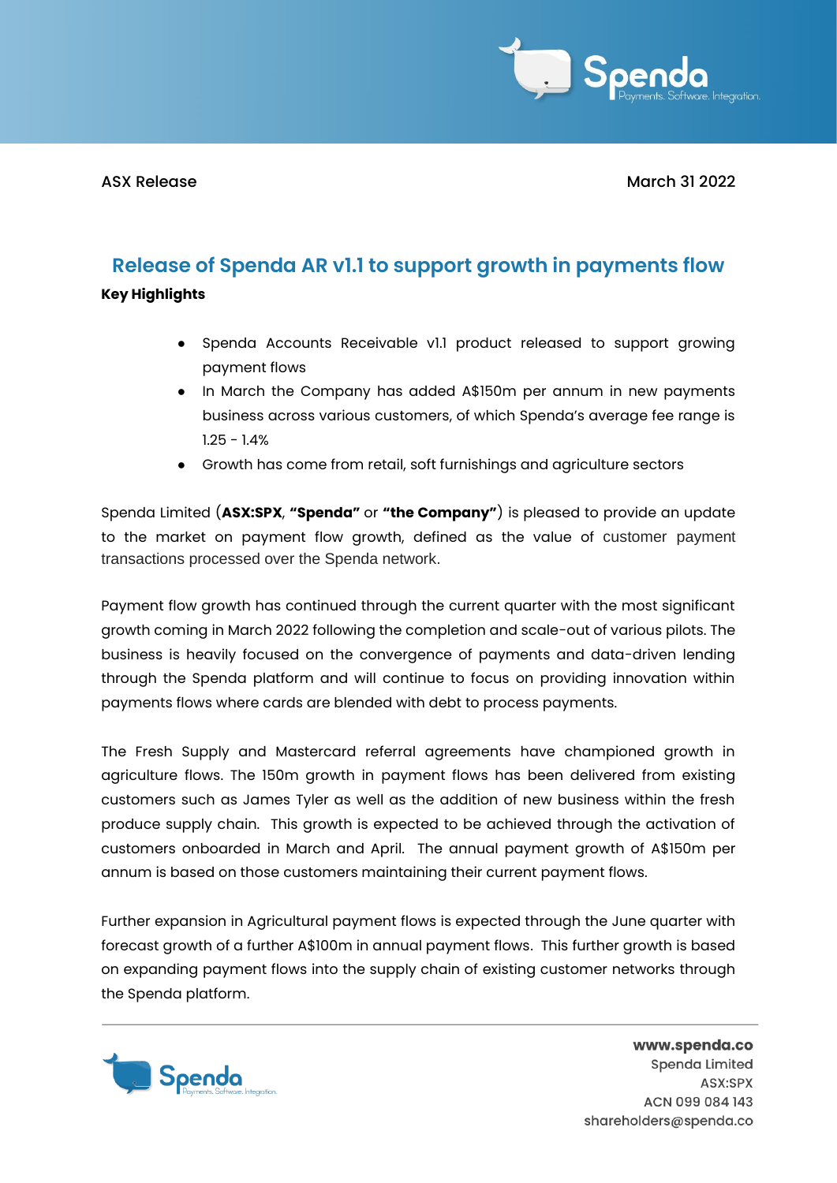ASX Release March 31 2022

# Release of Spenda AR v1.1 to support growth in payments flow

**Key Highlights**

- Spenda Accounts Receivable v1.1 product released to support growing payment flows
- In March the Company has added A$150m per annum in new payments business across various customers, of which Spenda's average fee range is 1.25 - 1.4%
- Growth has come from retail, soft furnishings and agriculture sectors

Spenda Limited (**ASX:SPX**, **"Spenda"** or **"the Company"**) is pleased to provide an update to the market on payment flow growth, defined as the value of customer payment transactions processed over the Spenda network.

Payment flow growth has continued through the current quarter with the most significant growth coming in March 2022 following the completion and scale-out of various pilots. The business is heavily focused on the convergence of payments and data-driven lending through the Spenda platform and will continue to focus on providing innovation within payments flows where cards are blended with debt to process payments.

The Fresh Supply and Mastercard referral agreements have championed growth in agriculture flows. The 150m growth in payment flows has been delivered from existing customers such as James Tyler as well as the addition of new business within the fresh produce supply chain. This growth is expected to be achieved through the activation of customers onboarded in March and April. The annual payment growth of A$150m per annum is based on those customers maintaining their current payment flows.

Further expansion in Agricultural payment flows is expected through the June quarter with forecast growth of a further A$100m in annual payment flows. This further growth is based on expanding payment flows into the supply chain of existing customer networks through the Spenda platform.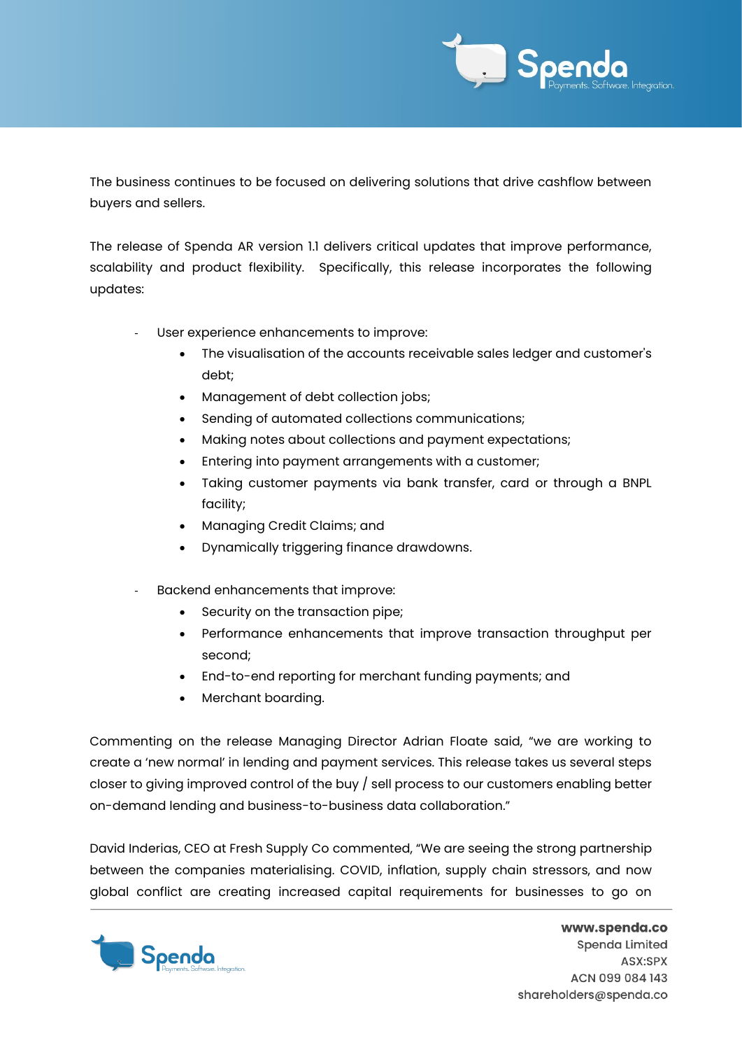The business continues to be focused on delivering solutions that drive cashflow between buyers and sellers.

The release of Spenda AR version 1.1 delivers critical updates that improve performance, scalability and product flexibility. Specifically, this release incorporates the following updates:

- User experience enhancements to improve:
  - The visualisation of the accounts receivable sales ledger and customer's debt;
  - Management of debt collection jobs;
  - Sending of automated collections communications;
  - Making notes about collections and payment expectations;
  - Entering into payment arrangements with a customer;
  - Taking customer payments via bank transfer, card or through a BNPL facility;
  - Managing Credit Claims; and
  - Dynamically triggering finance drawdowns.

- Backend enhancements that improve:
  - Security on the transaction pipe;
  - Performance enhancements that improve transaction throughput per second;
  - End-to-end reporting for merchant funding payments; and
  - Merchant boarding.

Commenting on the release Managing Director Adrian Floate said, "we are working to create a 'new normal' in lending and payment services. This release takes us several steps closer to giving improved control of the buy / sell process to our customers enabling better on-demand lending and business-to-business data collaboration."

David Inderias, CEO at Fresh Supply Co commented, "We are seeing the strong partnership between the companies materialising. COVID, inflation, supply chain stressors, and now global conflict are creating increased capital requirements for businesses to go on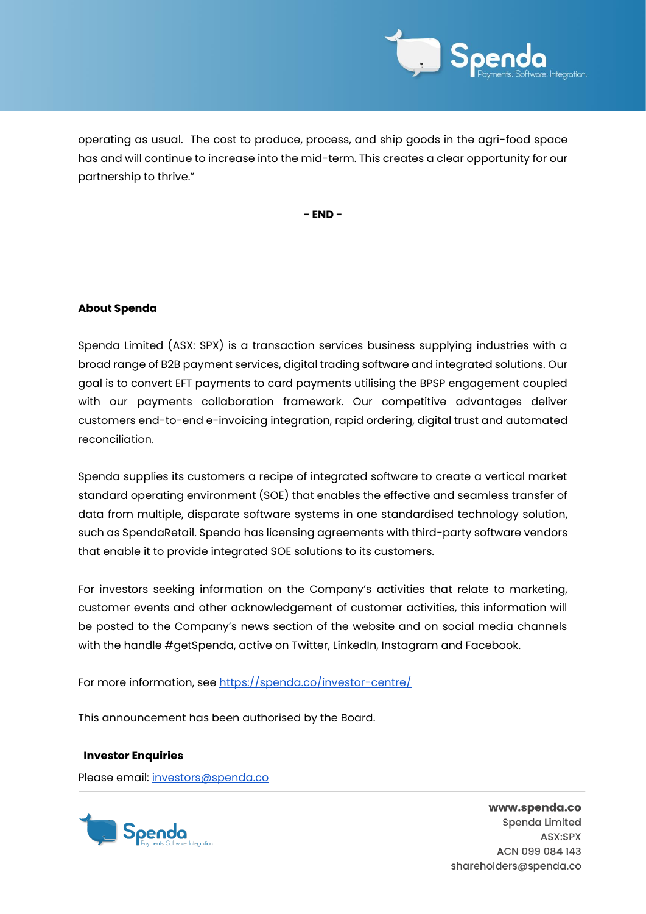operating as usual. The cost to produce, process, and ship goods in the agri-food space has and will continue to increase into the mid-term. This creates a clear opportunity for our partnership to thrive."

**- END -**

**About Spenda**

Spenda Limited (ASX: SPX) is a transaction services business supplying industries with a broad range of B2B payment services, digital trading software and integrated solutions. Our goal is to convert EFT payments to card payments utilising the BPSP engagement coupled with our payments collaboration framework. Our competitive advantages deliver customers end-to-end e-invoicing integration, rapid ordering, digital trust and automated reconciliation.

Spenda supplies its customers a recipe of integrated software to create a vertical market standard operating environment (SOE) that enables the effective and seamless transfer of data from multiple, disparate software systems in one standardised technology solution, such as SpendaRetail. Spenda has licensing agreements with third-party software vendors that enable it to provide integrated SOE solutions to its customers.

For investors seeking information on the Company's activities that relate to marketing, customer events and other acknowledgement of customer activities, this information will be posted to the Company's news section of the website and on social media channels with the handle #getSpenda, active on Twitter, LinkedIn, Instagram and Facebook.

For more information, see https://spenda.co/investor-centre/

This announcement has been authorised by the Board.

**Investor Enquiries**

Please email: investors@spenda.co

www.spenda.co
Spenda Limited
ASX:SPX
ACN 099 084 143
shareholders@spenda.co